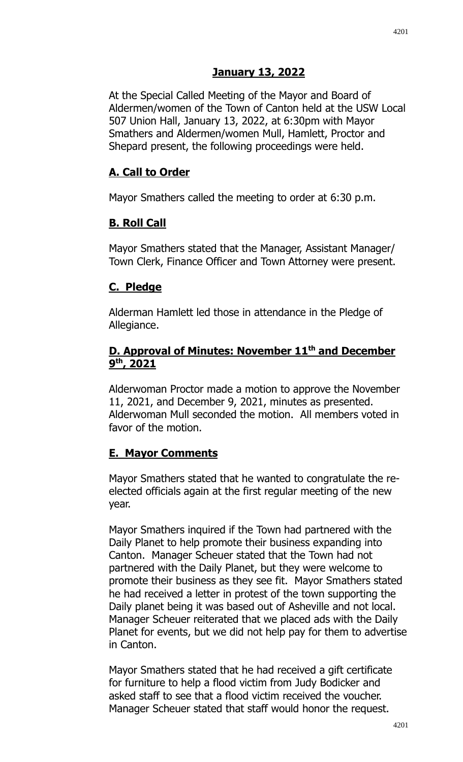# January 13, 2022

At the Special Called Meeting of the Mayor and Board of Aldermen/women of the Town of Canton held at the USW Local 507 Union Hall, January 13, 2022, at 6:30pm with Mayor Smathers and Aldermen/women Mull, Hamlett, Proctor and Shepard present, the following proceedings were held.

## A. Call to Order

Mayor Smathers called the meeting to order at 6:30 p.m.

## B. Roll Call

Mayor Smathers stated that the Manager, Assistant Manager/ Town Clerk, Finance Officer and Town Attorney were present.

## C. Pledge

Alderman Hamlett led those in attendance in the Pledge of Allegiance.

## D. Approval of Minutes: November 11th and December 9th, 2021

Alderwoman Proctor made a motion to approve the November 11, 2021, and December 9, 2021, minutes as presented. Alderwoman Mull seconded the motion. All members voted in favor of the motion.

## E. Mayor Comments

Mayor Smathers stated that he wanted to congratulate the re-elected officials again at the first regular meeting of the new year.

Mayor Smathers inquired if the Town had partnered with the Daily Planet to help promote their business expanding into Canton. Manager Scheuer stated that the Town had not partnered with the Daily Planet, but they were welcome to promote their business as they see fit. Mayor Smathers stated he had received a letter in protest of the town supporting the Daily planet being it was based out of Asheville and not local. Manager Scheuer reiterated that we placed ads with the Daily Planet for events, but we did not help pay for them to advertise in Canton.

Mayor Smathers stated that he had received a gift certificate for furniture to help a flood victim from Judy Bodicker and asked staff to see that a flood victim received the voucher. Manager Scheuer stated that staff would honor the request.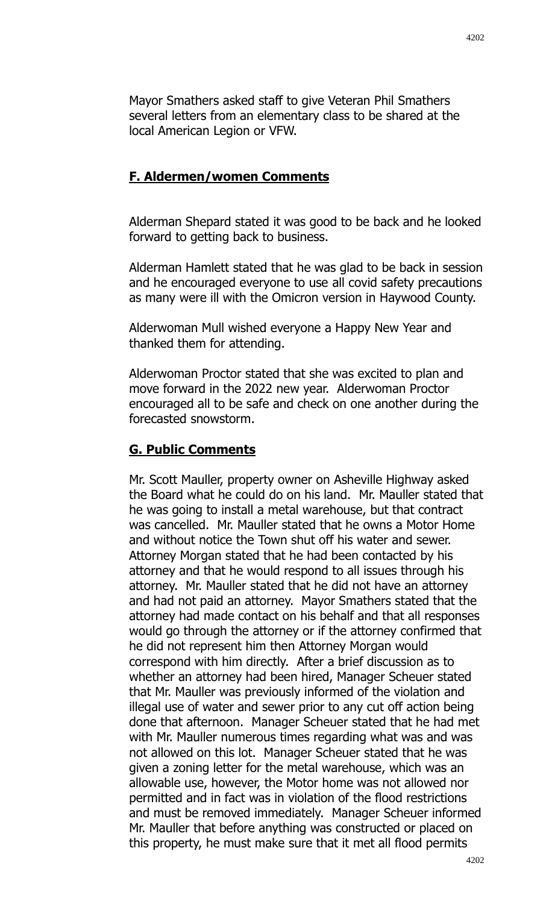Mayor Smathers asked staff to give Veteran Phil Smathers several letters from an elementary class to be shared at the local American Legion or VFW.

## F. Aldermen/women Comments

Alderman Shepard stated it was good to be back and he looked forward to getting back to business.

Alderman Hamlett stated that he was glad to be back in session and he encouraged everyone to use all covid safety precautions as many were ill with the Omicron version in Haywood County.

Alderwoman Mull wished everyone a Happy New Year and thanked them for attending.

Alderwoman Proctor stated that she was excited to plan and move forward in the 2022 new year. Alderwoman Proctor encouraged all to be safe and check on one another during the forecasted snowstorm.

## G. Public Comments

Mr. Scott Mauller, property owner on Asheville Highway asked the Board what he could do on his land. Mr. Mauller stated that he was going to install a metal warehouse, but that contract was cancelled. Mr. Mauller stated that he owns a Motor Home and without notice the Town shut off his water and sewer. Attorney Morgan stated that he had been contacted by his attorney and that he would respond to all issues through his attorney. Mr. Mauller stated that he did not have an attorney and had not paid an attorney. Mayor Smathers stated that the attorney had made contact on his behalf and that all responses would go through the attorney or if the attorney confirmed that he did not represent him then Attorney Morgan would correspond with him directly. After a brief discussion as to whether an attorney had been hired, Manager Scheuer stated that Mr. Mauller was previously informed of the violation and illegal use of water and sewer prior to any cut off action being done that afternoon. Manager Scheuer stated that he had met with Mr. Mauller numerous times regarding what was and was not allowed on this lot. Manager Scheuer stated that he was given a zoning letter for the metal warehouse, which was an allowable use, however, the Motor home was not allowed nor permitted and in fact was in violation of the flood restrictions and must be removed immediately. Manager Scheuer informed Mr. Mauller that before anything was constructed or placed on this property, he must make sure that it met all flood permits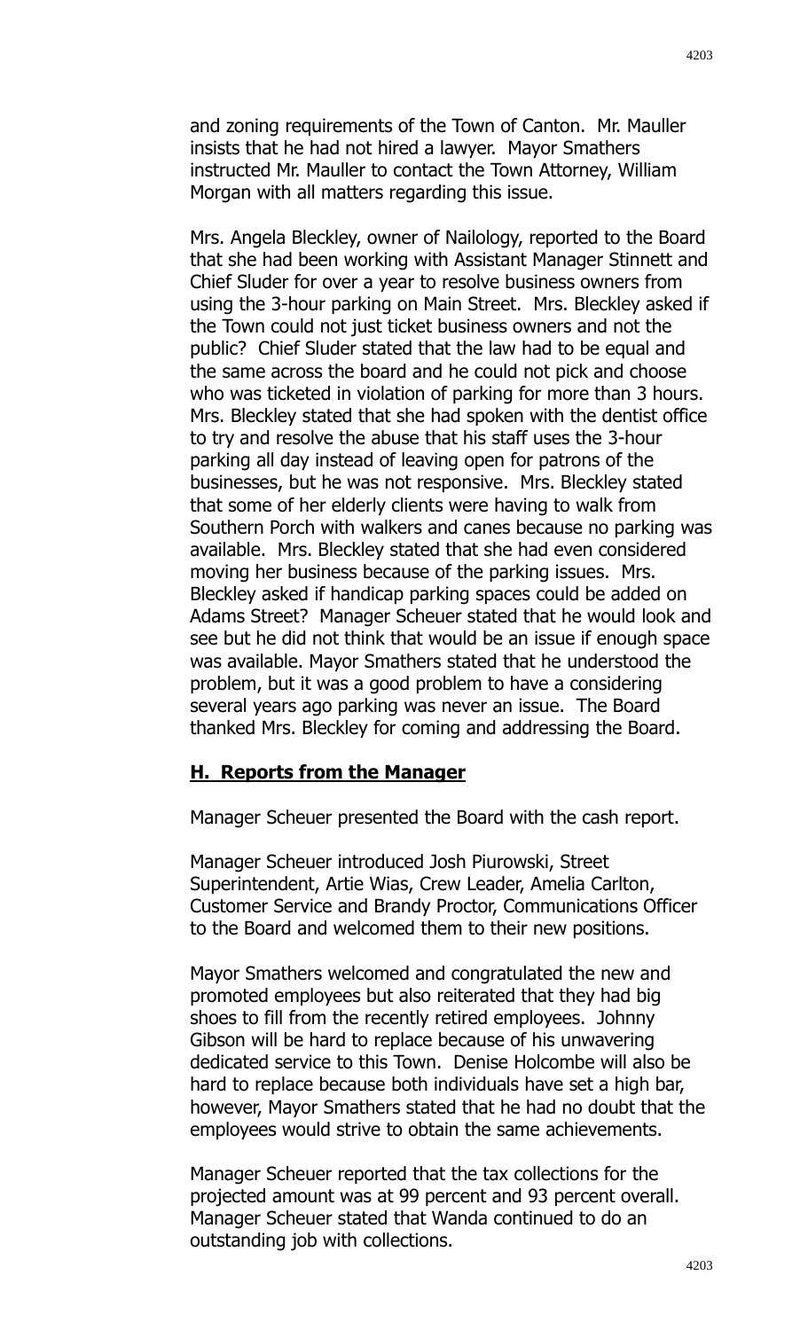and zoning requirements of the Town of Canton. Mr. Mauller insists that he had not hired a lawyer. Mayor Smathers instructed Mr. Mauller to contact the Town Attorney, William Morgan with all matters regarding this issue.

Mrs. Angela Bleckley, owner of Nailology, reported to the Board that she had been working with Assistant Manager Stinnett and Chief Sluder for over a year to resolve business owners from using the 3-hour parking on Main Street. Mrs. Bleckley asked if the Town could not just ticket business owners and not the public? Chief Sluder stated that the law had to be equal and the same across the board and he could not pick and choose who was ticketed in violation of parking for more than 3 hours. Mrs. Bleckley stated that she had spoken with the dentist office to try and resolve the abuse that his staff uses the 3-hour parking all day instead of leaving open for patrons of the businesses, but he was not responsive. Mrs. Bleckley stated that some of her elderly clients were having to walk from Southern Porch with walkers and canes because no parking was available. Mrs. Bleckley stated that she had even considered moving her business because of the parking issues. Mrs. Bleckley asked if handicap parking spaces could be added on Adams Street? Manager Scheuer stated that he would look and see but he did not think that would be an issue if enough space was available. Mayor Smathers stated that he understood the problem, but it was a good problem to have a considering several years ago parking was never an issue. The Board thanked Mrs. Bleckley for coming and addressing the Board.

## H. Reports from the Manager

Manager Scheuer presented the Board with the cash report.

Manager Scheuer introduced Josh Piurowski, Street Superintendent, Artie Wias, Crew Leader, Amelia Carlton, Customer Service and Brandy Proctor, Communications Officer to the Board and welcomed them to their new positions.

Mayor Smathers welcomed and congratulated the new and promoted employees but also reiterated that they had big shoes to fill from the recently retired employees. Johnny Gibson will be hard to replace because of his unwavering dedicated service to this Town. Denise Holcombe will also be hard to replace because both individuals have set a high bar, however, Mayor Smathers stated that he had no doubt that the employees would strive to obtain the same achievements.

Manager Scheuer reported that the tax collections for the projected amount was at 99 percent and 93 percent overall. Manager Scheuer stated that Wanda continued to do an outstanding job with collections.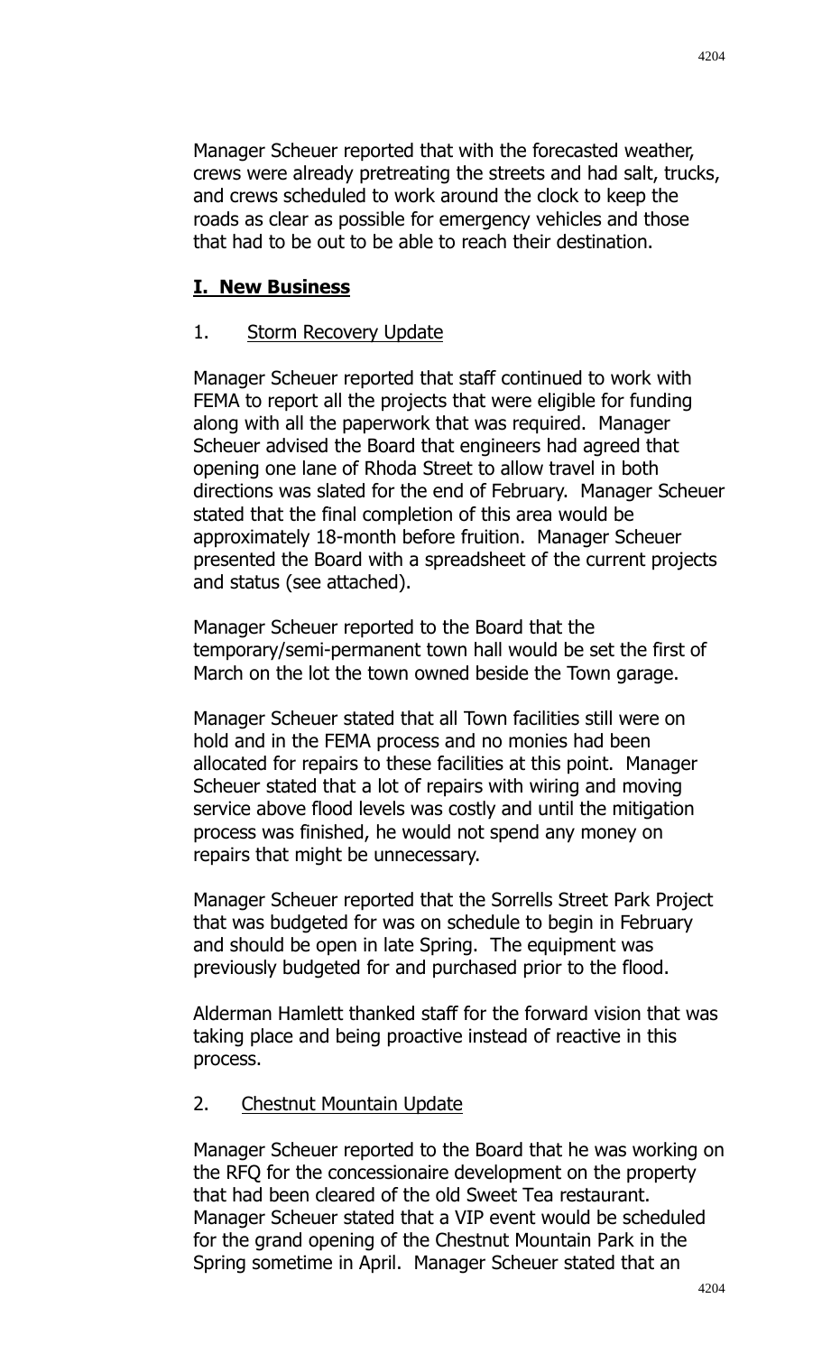Manager Scheuer reported that with the forecasted weather, crews were already pretreating the streets and had salt, trucks, and crews scheduled to work around the clock to keep the roads as clear as possible for emergency vehicles and those that had to be out to be able to reach their destination.

## I. New Business

1. Storm Recovery Update

Manager Scheuer reported that staff continued to work with FEMA to report all the projects that were eligible for funding along with all the paperwork that was required. Manager Scheuer advised the Board that engineers had agreed that opening one lane of Rhoda Street to allow travel in both directions was slated for the end of February. Manager Scheuer stated that the final completion of this area would be approximately 18-month before fruition. Manager Scheuer presented the Board with a spreadsheet of the current projects and status (see attached).

Manager Scheuer reported to the Board that the temporary/semi-permanent town hall would be set the first of March on the lot the town owned beside the Town garage.

Manager Scheuer stated that all Town facilities still were on hold and in the FEMA process and no monies had been allocated for repairs to these facilities at this point. Manager Scheuer stated that a lot of repairs with wiring and moving service above flood levels was costly and until the mitigation process was finished, he would not spend any money on repairs that might be unnecessary.

Manager Scheuer reported that the Sorrells Street Park Project that was budgeted for was on schedule to begin in February and should be open in late Spring. The equipment was previously budgeted for and purchased prior to the flood.

Alderman Hamlett thanked staff for the forward vision that was taking place and being proactive instead of reactive in this process.

2. Chestnut Mountain Update

Manager Scheuer reported to the Board that he was working on the RFQ for the concessionaire development on the property that had been cleared of the old Sweet Tea restaurant. Manager Scheuer stated that a VIP event would be scheduled for the grand opening of the Chestnut Mountain Park in the Spring sometime in April. Manager Scheuer stated that an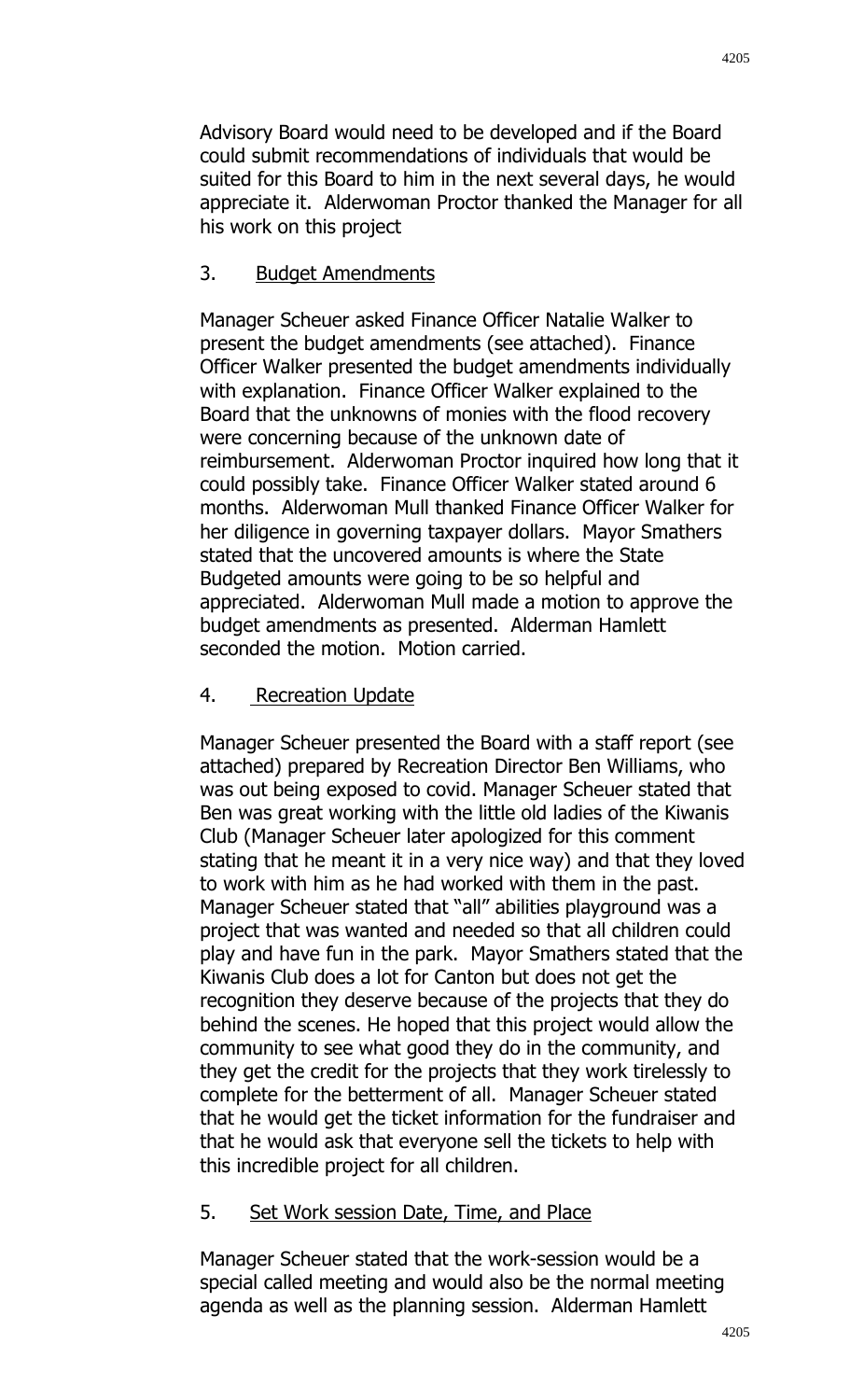Advisory Board would need to be developed and if the Board could submit recommendations of individuals that would be suited for this Board to him in the next several days, he would appreciate it. Alderwoman Proctor thanked the Manager for all his work on this project

3. Budget Amendments

Manager Scheuer asked Finance Officer Natalie Walker to present the budget amendments (see attached). Finance Officer Walker presented the budget amendments individually with explanation. Finance Officer Walker explained to the Board that the unknowns of monies with the flood recovery were concerning because of the unknown date of reimbursement. Alderwoman Proctor inquired how long that it could possibly take. Finance Officer Walker stated around 6 months. Alderwoman Mull thanked Finance Officer Walker for her diligence in governing taxpayer dollars. Mayor Smathers stated that the uncovered amounts is where the State Budgeted amounts were going to be so helpful and appreciated. Alderwoman Mull made a motion to approve the budget amendments as presented. Alderman Hamlett seconded the motion. Motion carried.

4. Recreation Update

Manager Scheuer presented the Board with a staff report (see attached) prepared by Recreation Director Ben Williams, who was out being exposed to covid. Manager Scheuer stated that Ben was great working with the little old ladies of the Kiwanis Club (Manager Scheuer later apologized for this comment stating that he meant it in a very nice way) and that they loved to work with him as he had worked with them in the past. Manager Scheuer stated that "all" abilities playground was a project that was wanted and needed so that all children could play and have fun in the park. Mayor Smathers stated that the Kiwanis Club does a lot for Canton but does not get the recognition they deserve because of the projects that they do behind the scenes. He hoped that this project would allow the community to see what good they do in the community, and they get the credit for the projects that they work tirelessly to complete for the betterment of all. Manager Scheuer stated that he would get the ticket information for the fundraiser and that he would ask that everyone sell the tickets to help with this incredible project for all children.

5. Set Work session Date, Time, and Place

Manager Scheuer stated that the work-session would be a special called meeting and would also be the normal meeting agenda as well as the planning session. Alderman Hamlett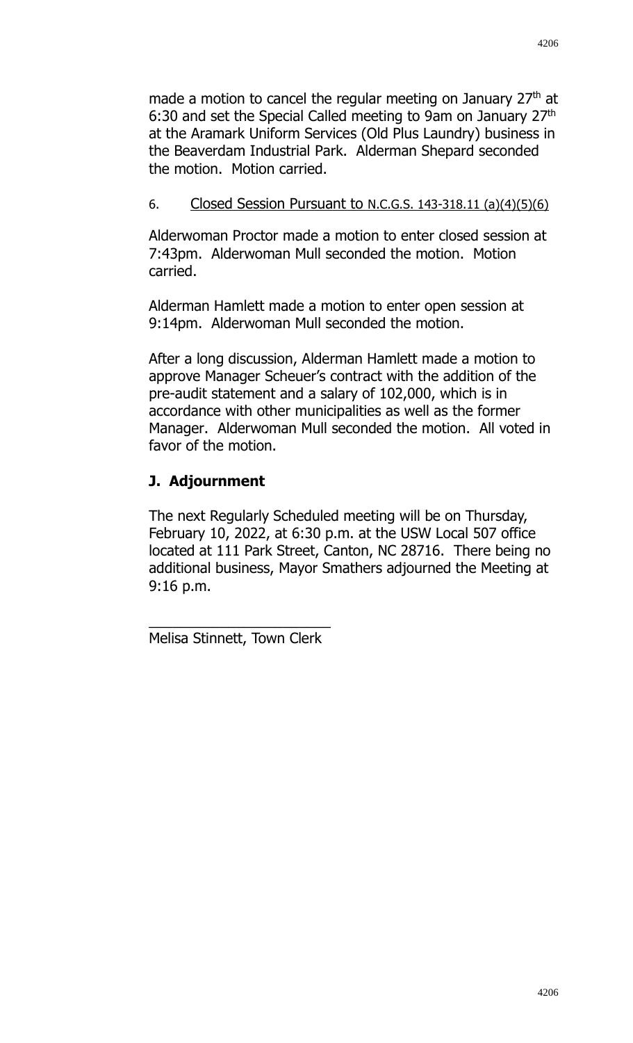made a motion to cancel the regular meeting on January 27th at 6:30 and set the Special Called meeting to 9am on January 27th at the Aramark Uniform Services (Old Plus Laundry) business in the Beaverdam Industrial Park. Alderman Shepard seconded the motion. Motion carried.

6. Closed Session Pursuant to N.C.G.S. 143-318.11 (a)(4)(5)(6)

Alderwoman Proctor made a motion to enter closed session at 7:43pm. Alderwoman Mull seconded the motion. Motion carried.

Alderman Hamlett made a motion to enter open session at 9:14pm. Alderwoman Mull seconded the motion.

After a long discussion, Alderman Hamlett made a motion to approve Manager Scheuer's contract with the addition of the pre-audit statement and a salary of 102,000, which is in accordance with other municipalities as well as the former Manager. Alderwoman Mull seconded the motion. All voted in favor of the motion.

## J. Adjournment

The next Regularly Scheduled meeting will be on Thursday, February 10, 2022, at 6:30 p.m. at the USW Local 507 office located at 111 Park Street, Canton, NC 28716. There being no additional business, Mayor Smathers adjourned the Meeting at 9:16 p.m.

_______________________

Melisa Stinnett, Town Clerk